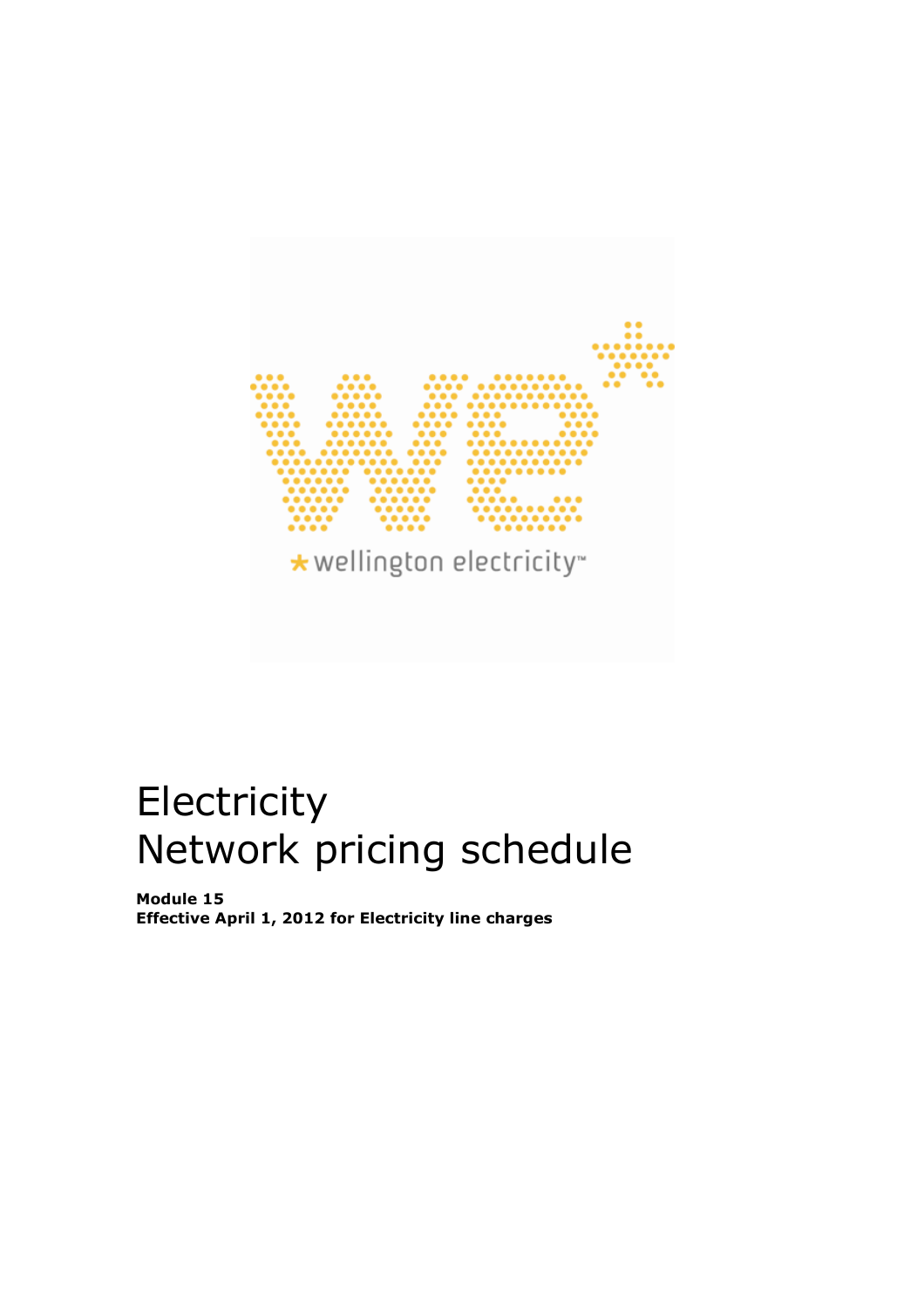★ wellington electricity™

# Electricity
# Network pricing schedule

**Module 15**
**Effective April 1, 2012 for Electricity line charges**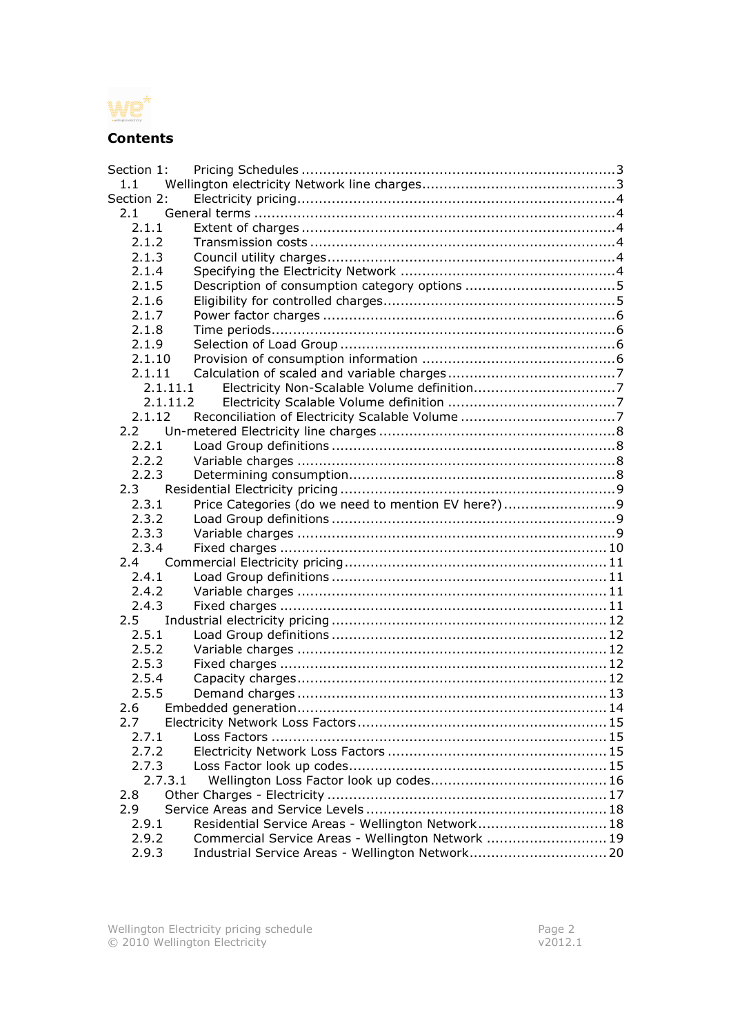## Contents

Section 1: Pricing Schedules ........................................................................ 3
- 1.1 Wellington electricity Network line charges ............................................. 3

Section 2: Electricity pricing ......................................................................... 4
- 2.1 General terms ................................................................................... 4
  - 2.1.1 Extent of charges ........................................................................ 4
  - 2.1.2 Transmission costs ...................................................................... 4
  - 2.1.3 Council utility charges .................................................................. 4
  - 2.1.4 Specifying the Electricity Network .................................................. 4
  - 2.1.5 Description of consumption category options ................................... 5
  - 2.1.6 Eligibility for controlled charges ...................................................... 5
  - 2.1.7 Power factor charges .................................................................... 6
  - 2.1.8 Time periods ............................................................................... 6
  - 2.1.9 Selection of Load Group ................................................................ 6
  - 2.1.10 Provision of consumption information ............................................ 6
  - 2.1.11 Calculation of scaled and variable charges ....................................... 7
    - 2.1.11.1 Electricity Non-Scalable Volume definition ................................. 7
    - 2.1.11.2 Electricity Scalable Volume definition ....................................... 7
  - 2.1.12 Reconciliation of Electricity Scalable Volume .................................... 7
- 2.2 Un-metered Electricity line charges ....................................................... 8
  - 2.2.1 Load Group definitions .................................................................. 8
  - 2.2.2 Variable charges .......................................................................... 8
  - 2.2.3 Determining consumption .............................................................. 8
- 2.3 Residential Electricity pricing ............................................................... 9
  - 2.3.1 Price Categories (do we need to mention EV here?) ........................... 9
  - 2.3.2 Load Group definitions .................................................................. 9
  - 2.3.3 Variable charges .......................................................................... 9
  - 2.3.4 Fixed charges ............................................................................ 10
- 2.4 Commercial Electricity pricing ............................................................ 11
  - 2.4.1 Load Group definitions ................................................................ 11
  - 2.4.2 Variable charges ........................................................................ 11
  - 2.4.3 Fixed charges ............................................................................ 11
- 2.5 Industrial electricity pricing ............................................................... 12
  - 2.5.1 Load Group definitions ................................................................ 12
  - 2.5.2 Variable charges ........................................................................ 12
  - 2.5.3 Fixed charges ............................................................................ 12
  - 2.5.4 Capacity charges ........................................................................ 12
  - 2.5.5 Demand charges ........................................................................ 13
- 2.6 Embedded generation ....................................................................... 14
- 2.7 Electricity Network Loss Factors .......................................................... 15
  - 2.7.1 Loss Factors .............................................................................. 15
  - 2.7.2 Electricity Network Loss Factors ................................................... 15
  - 2.7.3 Loss Factor look up codes ............................................................ 15
    - 2.7.3.1 Wellington Loss Factor look up codes ......................................... 16
- 2.8 Other Charges - Electricity ................................................................ 17
- 2.9 Service Areas and Service Levels ........................................................ 18
  - 2.9.1 Residential Service Areas - Wellington Network ............................... 18
  - 2.9.2 Commercial Service Areas - Wellington Network .............................. 19
  - 2.9.3 Industrial Service Areas - Wellington Network ................................. 20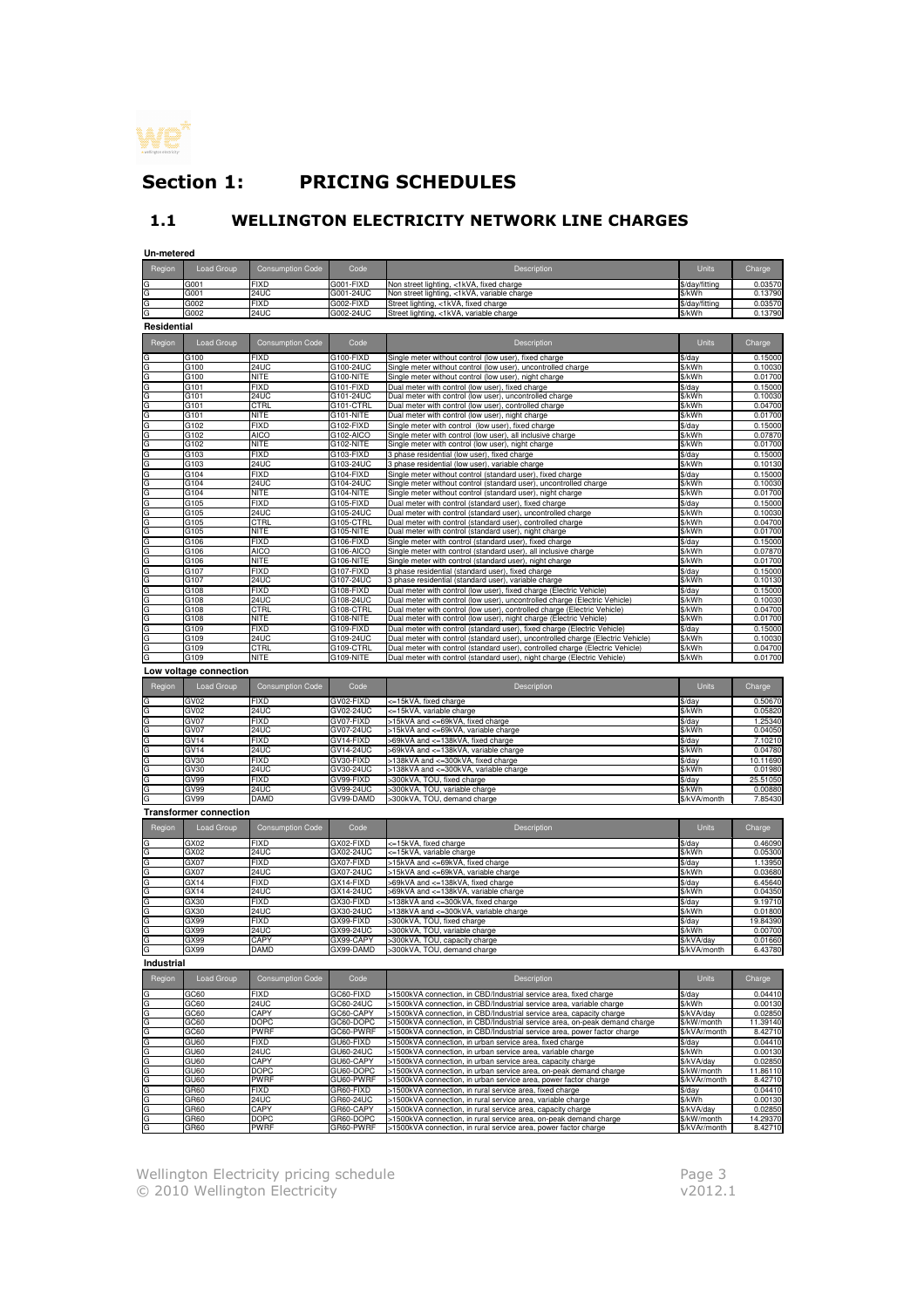# Section 1: PRICING SCHEDULES

## 1.1 WELLINGTON ELECTRICITY NETWORK LINE CHARGES

### Un-metered

| Region | Load Group | Consumption Code | Code | Description | Units | Charge |
|---|---|---|---|---|---|---|
| G | G001 | FIXD | G001-FIXD | Non street lighting, <1kVA, fixed charge | $/day/fitting | 0.03570 |
| G | G001 | 24UC | G001-24UC | Non street lighting, <1kVA, variable charge | $/kWh | 0.13790 |
| G | G002 | FIXD | G002-FIXD | Street lighting, <1kVA, fixed charge | $/day/fitting | 0.03570 |
| G | G002 | 24UC | G002-24UC | Street lighting, <1kVA, variable charge | $/kWh | 0.13790 |

### Residential

| Region | Load Group | Consumption Code | Code | Description | Units | Charge |
|---|---|---|---|---|---|---|
| G | G100 | FIXD | G100-FIXD | Single meter without control (low user), fixed charge | $/day | 0.15000 |
| G | G100 | 24UC | G100-24UC | Single meter without control (low user), uncontrolled charge | $/kWh | 0.10030 |
| G | G100 | NITE | G100-NITE | Single meter without control (low user), night charge | $/kWh | 0.01700 |
| G | G101 | FIXD | G101-FIXD | Dual meter with control (low user), fixed charge | $/day | 0.15000 |
| G | G101 | 24UC | G101-24UC | Dual meter with control (low user), uncontrolled charge | $/kWh | 0.10030 |
| G | G101 | CTRL | G101-CTRL | Dual meter with control (low user), controlled charge | $/kWh | 0.04700 |
| G | G101 | NITE | G101-NITE | Dual meter with control (low user), night charge | $/kWh | 0.01700 |
| G | G102 | FIXD | G102-FIXD | Single meter with control (low user), fixed charge | $/day | 0.15000 |
| G | G102 | AICO | G102-AICO | Single meter with control (low user), all inclusive charge | $/kWh | 0.07870 |
| G | G102 | NITE | G102-NITE | Single meter with control (low user), night charge | $/kWh | 0.01700 |
| G | G103 | FIXD | G103-FIXD | 3 phase residential (low user), fixed charge | $/day | 0.15000 |
| G | G103 | 24UC | G103-24UC | 3 phase residential (low user), variable charge | $/kWh | 0.10130 |
| G | G104 | FIXD | G104-FIXD | Single meter without control (standard user), fixed charge | $/day | 0.15000 |
| G | G104 | 24UC | G104-24UC | Single meter without control (standard user), uncontrolled charge | $/kWh | 0.10030 |
| G | G104 | NITE | G104-NITE | Single meter without control (standard user), night charge | $/kWh | 0.01700 |
| G | G105 | FIXD | G105-FIXD | Dual meter with control (standard user), fixed charge | $/day | 0.15000 |
| G | G105 | 24UC | G105-24UC | Dual meter with control (standard user), uncontrolled charge | $/kWh | 0.10030 |
| G | G105 | CTRL | G105-CTRL | Dual meter with control (standard user), controlled charge | $/kWh | 0.04700 |
| G | G105 | NITE | G105-NITE | Dual meter with control (standard user), night charge | $/kWh | 0.01700 |
| G | G106 | FIXD | G106-FIXD | Single meter with control (standard user), fixed charge | $/day | 0.15000 |
| G | G106 | AICO | G106-AICO | Single meter with control (standard user), all inclusive charge | $/kWh | 0.07870 |
| G | G106 | NITE | G106-NITE | Single meter with control (standard user), night charge | $/kWh | 0.01700 |
| G | G107 | FIXD | G107-FIXD | 3 phase residential (standard user), fixed charge | $/day | 0.15000 |
| G | G107 | 24UC | G107-24UC | 3 phase residential (standard user), variable charge | $/kWh | 0.10130 |
| G | G108 | FIXD | G108-FIXD | Dual meter with control (low user), fixed charge (Electric Vehicle) | $/day | 0.15000 |
| G | G108 | 24UC | G108-24UC | Dual meter with control (low user), uncontrolled charge (Electric Vehicle) | $/kWh | 0.10030 |
| G | G108 | CTRL | G108-CTRL | Dual meter with control (low user), controlled charge (Electric Vehicle) | $/kWh | 0.04700 |
| G | G108 | NITE | G108-NITE | Dual meter with control (low user), night charge (Electric Vehicle) | $/kWh | 0.01700 |
| G | G109 | FIXD | G109-FIXD | Dual meter with control (standard user), fixed charge (Electric Vehicle) | $/day | 0.15000 |
| G | G109 | 24UC | G109-24UC | Dual meter with control (standard user), uncontrolled charge (Electric Vehicle) | $/kWh | 0.10030 |
| G | G109 | CTRL | G109-CTRL | Dual meter with control (standard user), controlled charge (Electric Vehicle) | $/kWh | 0.04700 |
| G | G109 | NITE | G109-NITE | Dual meter with control (standard user), night charge (Electric Vehicle) | $/kWh | 0.01700 |

### Low voltage connection

| Region | Load Group | Consumption Code | Code | Description | Units | Charge |
|---|---|---|---|---|---|---|
| G | GV02 | FIXD | GV02-FIXD | <=15kVA, fixed charge | $/day | 0.50670 |
| G | GV02 | 24UC | GV02-24UC | <=15kVA, variable charge | $/kWh | 0.05820 |
| G | GV07 | FIXD | GV07-FIXD | >15kVA and <=69kVA, fixed charge | $/day | 1.25340 |
| G | GV07 | 24UC | GV07-24UC | >15kVA and <=69kVA, variable charge | $/kWh | 0.04050 |
| G | GV14 | FIXD | GV14-FIXD | >69kVA and <=138kVA, fixed charge | $/day | 7.10210 |
| G | GV14 | 24UC | GV14-24UC | >69kVA and <=138kVA, variable charge | $/kWh | 0.04780 |
| G | GV30 | FIXD | GV30-FIXD | >138kVA and <=300kVA, fixed charge | $/day | 10.11690 |
| G | GV30 | 24UC | GV30-24UC | >138kVA and <=300kVA, variable charge | $/kWh | 0.01980 |
| G | GV99 | FIXD | GV99-FIXD | >300kVA, TOU, fixed charge | $/day | 25.51050 |
| G | GV99 | 24UC | GV99-24UC | >300kVA, TOU, variable charge | $/kWh | 0.00880 |
| G | GV99 | DAMD | GV99-DAMD | >300kVA, TOU, demand charge | $/kVA/month | 7.85430 |

### Transformer connection

| Region | Load Group | Consumption Code | Code | Description | Units | Charge |
|---|---|---|---|---|---|---|
| G | GX02 | FIXD | GX02-FIXD | <=15kVA, fixed charge | $/day | 0.46090 |
| G | GX02 | 24UC | GX02-24UC | <=15kVA, variable charge | $/kWh | 0.05300 |
| G | GX07 | FIXD | GX07-FIXD | >15kVA and <=69kVA, fixed charge | $/day | 1.13950 |
| G | GX07 | 24UC | GX07-24UC | >15kVA and <=69kVA, variable charge | $/kWh | 0.03680 |
| G | GX14 | FIXD | GX14-FIXD | >69kVA and <=138kVA, fixed charge | $/day | 6.45640 |
| G | GX14 | 24UC | GX14-24UC | >69kVA and <=138kVA, variable charge | $/kWh | 0.04350 |
| G | GX30 | FIXD | GX30-FIXD | >138kVA and <=300kVA, fixed charge | $/day | 9.19710 |
| G | GX30 | 24UC | GX30-24UC | >138kVA and <=300kVA, variable charge | $/kWh | 0.01800 |
| G | GX99 | FIXD | GX99-FIXD | >300kVA, TOU, fixed charge | $/day | 19.84390 |
| G | GX99 | 24UC | GX99-24UC | >300kVA, TOU, variable charge | $/kWh | 0.00700 |
| G | GX99 | CAPY | GX99-CAPY | >300kVA, TOU, capacity charge | $/kVA/day | 0.01660 |
| G | GX99 | DAMD | GX99-DAMD | >300kVA, TOU, demand charge | $/kVA/month | 6.43780 |

### Industrial

| Region | Load Group | Consumption Code | Code | Description | Units | Charge |
|---|---|---|---|---|---|---|
| G | GC60 | FIXD | GC60-FIXD | >1500kVA connection, in CBD/Industrial service area, fixed charge | $/day | 0.04410 |
| G | GC60 | 24UC | GC60-24UC | >1500kVA connection, in CBD/Industrial service area, variable charge | $/kWh | 0.00130 |
| G | GC60 | CAPY | GC60-CAPY | >1500kVA connection, in CBD/Industrial service area, capacity charge | $/kVA/day | 0.02850 |
| G | GC60 | DOPC | GC60-DOPC | >1500kVA connection, in CBD/Industrial service area, on-peak demand charge | $/kW/month | 11.39140 |
| G | GC60 | PWRF | GC60-PWRF | >1500kVA connection, in CBD/Industrial service area, power factor charge | $/kVAr/month | 8.42710 |
| G | GU60 | FIXD | GU60-FIXD | >1500kVA connection, in urban service area, fixed charge | $/day | 0.04410 |
| G | GU60 | 24UC | GU60-24UC | >1500kVA connection, in urban service area, variable charge | $/kWh | 0.00130 |
| G | GU60 | CAPY | GU60-CAPY | >1500kVA connection, in urban service area, capacity charge | $/kVA/day | 0.02850 |
| G | GU60 | DOPC | GU60-DOPC | >1500kVA connection, in urban service area, on-peak demand charge | $/kW/month | 11.86110 |
| G | GU60 | PWRF | GU60-PWRF | >1500kVA connection, in urban service area, power factor charge | $/kVAr/month | 8.42710 |
| G | GR60 | FIXD | GR60-FIXD | >1500kVA connection, in rural service area, fixed charge | $/day | 0.04410 |
| G | GR60 | 24UC | GR60-24UC | >1500kVA connection, in rural service area, variable charge | $/kWh | 0.00130 |
| G | GR60 | CAPY | GR60-CAPY | >1500kVA connection, in rural service area, capacity charge | $/kVA/day | 0.02850 |
| G | GR60 | DOPC | GR60-DOPC | >1500kVA connection, in rural service area, on-peak demand charge | $/kW/month | 14.29370 |
| G | GR60 | PWRF | GR60-PWRF | >1500kVA connection, in rural service area, power factor charge | $/kVAr/month | 8.42710 |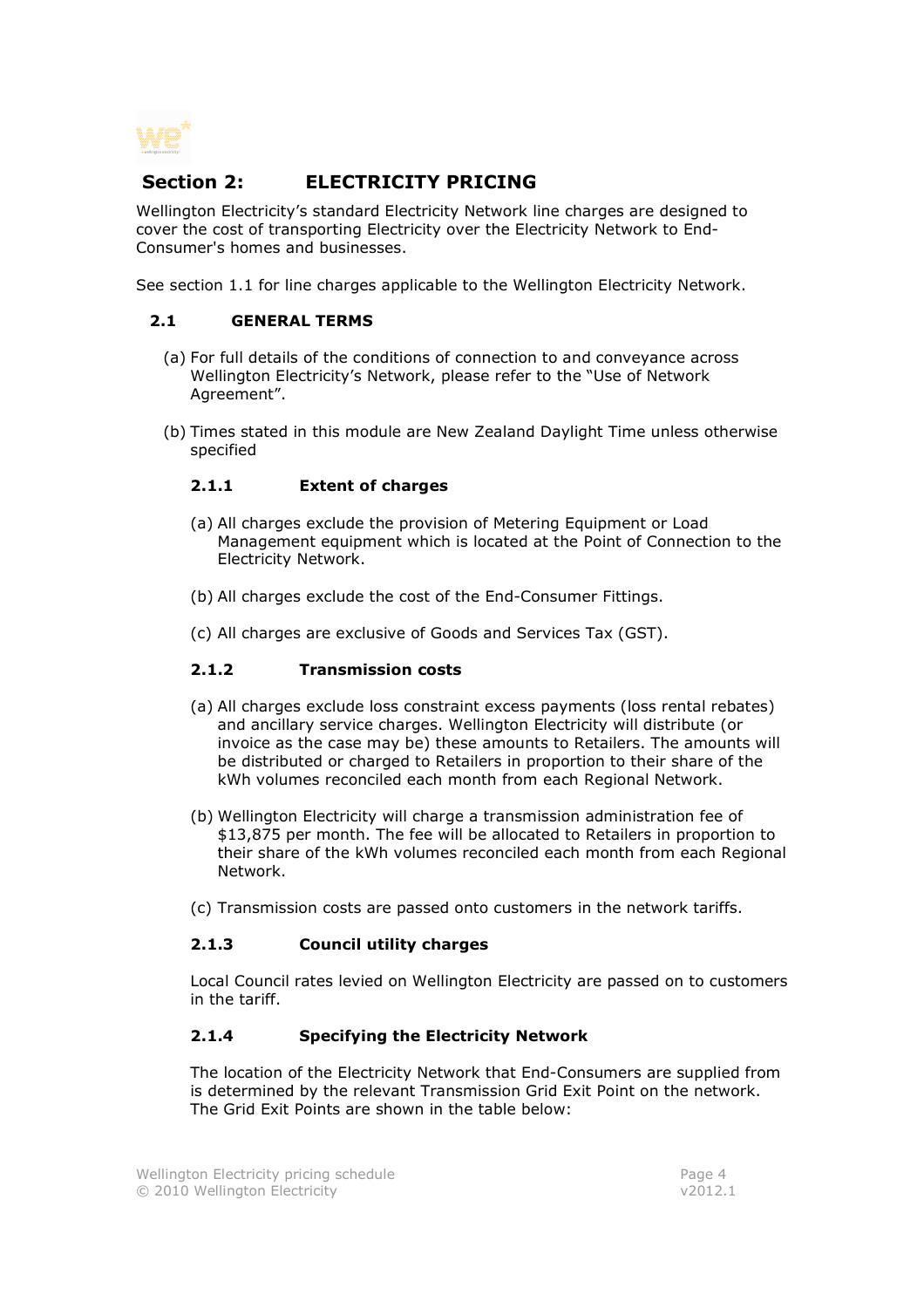# Section 2: ELECTRICITY PRICING

Wellington Electricity's standard Electricity Network line charges are designed to cover the cost of transporting Electricity over the Electricity Network to End-Consumer's homes and businesses.

See section 1.1 for line charges applicable to the Wellington Electricity Network.

## 2.1 GENERAL TERMS

(a) For full details of the conditions of connection to and conveyance across Wellington Electricity's Network, please refer to the "Use of Network Agreement".

(b) Times stated in this module are New Zealand Daylight Time unless otherwise specified

### 2.1.1 Extent of charges

(a) All charges exclude the provision of Metering Equipment or Load Management equipment which is located at the Point of Connection to the Electricity Network.

(b) All charges exclude the cost of the End-Consumer Fittings.

(c) All charges are exclusive of Goods and Services Tax (GST).

### 2.1.2 Transmission costs

(a) All charges exclude loss constraint excess payments (loss rental rebates) and ancillary service charges. Wellington Electricity will distribute (or invoice as the case may be) these amounts to Retailers. The amounts will be distributed or charged to Retailers in proportion to their share of the kWh volumes reconciled each month from each Regional Network.

(b) Wellington Electricity will charge a transmission administration fee of $13,875 per month. The fee will be allocated to Retailers in proportion to their share of the kWh volumes reconciled each month from each Regional Network.

(c) Transmission costs are passed onto customers in the network tariffs.

### 2.1.3 Council utility charges

Local Council rates levied on Wellington Electricity are passed on to customers in the tariff.

### 2.1.4 Specifying the Electricity Network

The location of the Electricity Network that End-Consumers are supplied from is determined by the relevant Transmission Grid Exit Point on the network. The Grid Exit Points are shown in the table below: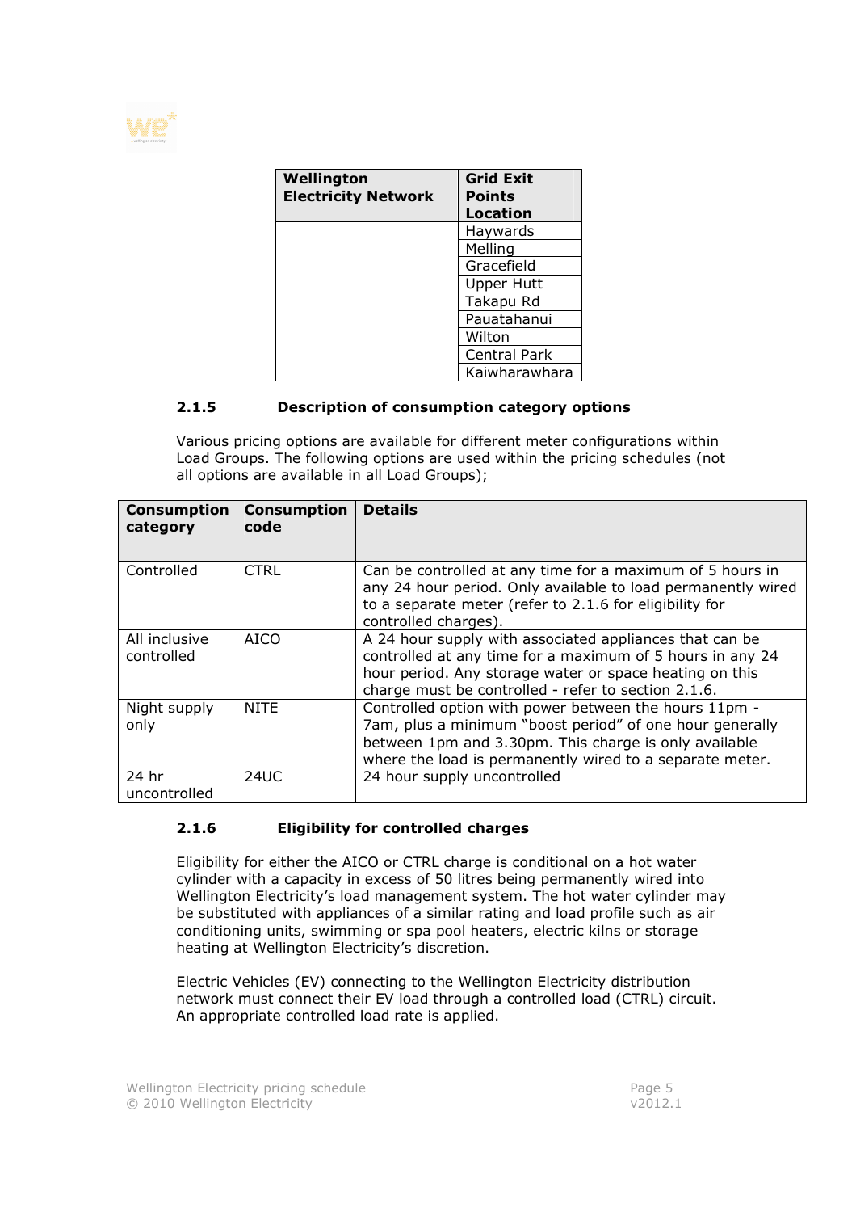| Wellington Electricity Network | Grid Exit Points Location |
|---|---|
| | Haywards |
| | Melling |
| | Gracefield |
| | Upper Hutt |
| | Takapu Rd |
| | Pauatahanui |
| | Wilton |
| | Central Park |
| | Kaiwharawhara |

### 2.1.5 Description of consumption category options

Various pricing options are available for different meter configurations within Load Groups. The following options are used within the pricing schedules (not all options are available in all Load Groups);

| Consumption category | Consumption code | Details |
|---|---|---|
| Controlled | CTRL | Can be controlled at any time for a maximum of 5 hours in any 24 hour period. Only available to load permanently wired to a separate meter (refer to 2.1.6 for eligibility for controlled charges). |
| All inclusive controlled | AICO | A 24 hour supply with associated appliances that can be controlled at any time for a maximum of 5 hours in any 24 hour period. Any storage water or space heating on this charge must be controlled - refer to section 2.1.6. |
| Night supply only | NITE | Controlled option with power between the hours 11pm - 7am, plus a minimum "boost period" of one hour generally between 1pm and 3.30pm. This charge is only available where the load is permanently wired to a separate meter. |
| 24 hr uncontrolled | 24UC | 24 hour supply uncontrolled |

### 2.1.6 Eligibility for controlled charges

Eligibility for either the AICO or CTRL charge is conditional on a hot water cylinder with a capacity in excess of 50 litres being permanently wired into Wellington Electricity's load management system. The hot water cylinder may be substituted with appliances of a similar rating and load profile such as air conditioning units, swimming or spa pool heaters, electric kilns or storage heating at Wellington Electricity's discretion.

Electric Vehicles (EV) connecting to the Wellington Electricity distribution network must connect their EV load through a controlled load (CTRL) circuit. An appropriate controlled load rate is applied.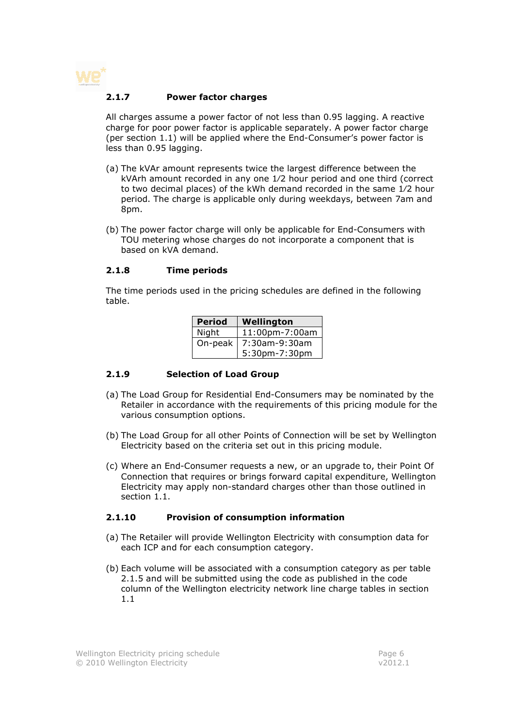### 2.1.7 Power factor charges

All charges assume a power factor of not less than 0.95 lagging. A reactive charge for poor power factor is applicable separately. A power factor charge (per section 1.1) will be applied where the End-Consumer's power factor is less than 0.95 lagging.

(a) The kVAr amount represents twice the largest difference between the kVArh amount recorded in any one 1/2 hour period and one third (correct to two decimal places) of the kWh demand recorded in the same 1/2 hour period. The charge is applicable only during weekdays, between 7am and 8pm.

(b) The power factor charge will only be applicable for End-Consumers with TOU metering whose charges do not incorporate a component that is based on kVA demand.

### 2.1.8 Time periods

The time periods used in the pricing schedules are defined in the following table.

| Period | Wellington |
|---|---|
| Night | 11:00pm-7:00am |
| On-peak | 7:30am-9:30am<br>5:30pm-7:30pm |

### 2.1.9 Selection of Load Group

(a) The Load Group for Residential End-Consumers may be nominated by the Retailer in accordance with the requirements of this pricing module for the various consumption options.

(b) The Load Group for all other Points of Connection will be set by Wellington Electricity based on the criteria set out in this pricing module.

(c) Where an End-Consumer requests a new, or an upgrade to, their Point Of Connection that requires or brings forward capital expenditure, Wellington Electricity may apply non-standard charges other than those outlined in section 1.1.

### 2.1.10 Provision of consumption information

(a) The Retailer will provide Wellington Electricity with consumption data for each ICP and for each consumption category.

(b) Each volume will be associated with a consumption category as per table 2.1.5 and will be submitted using the code as published in the code column of the Wellington electricity network line charge tables in section 1.1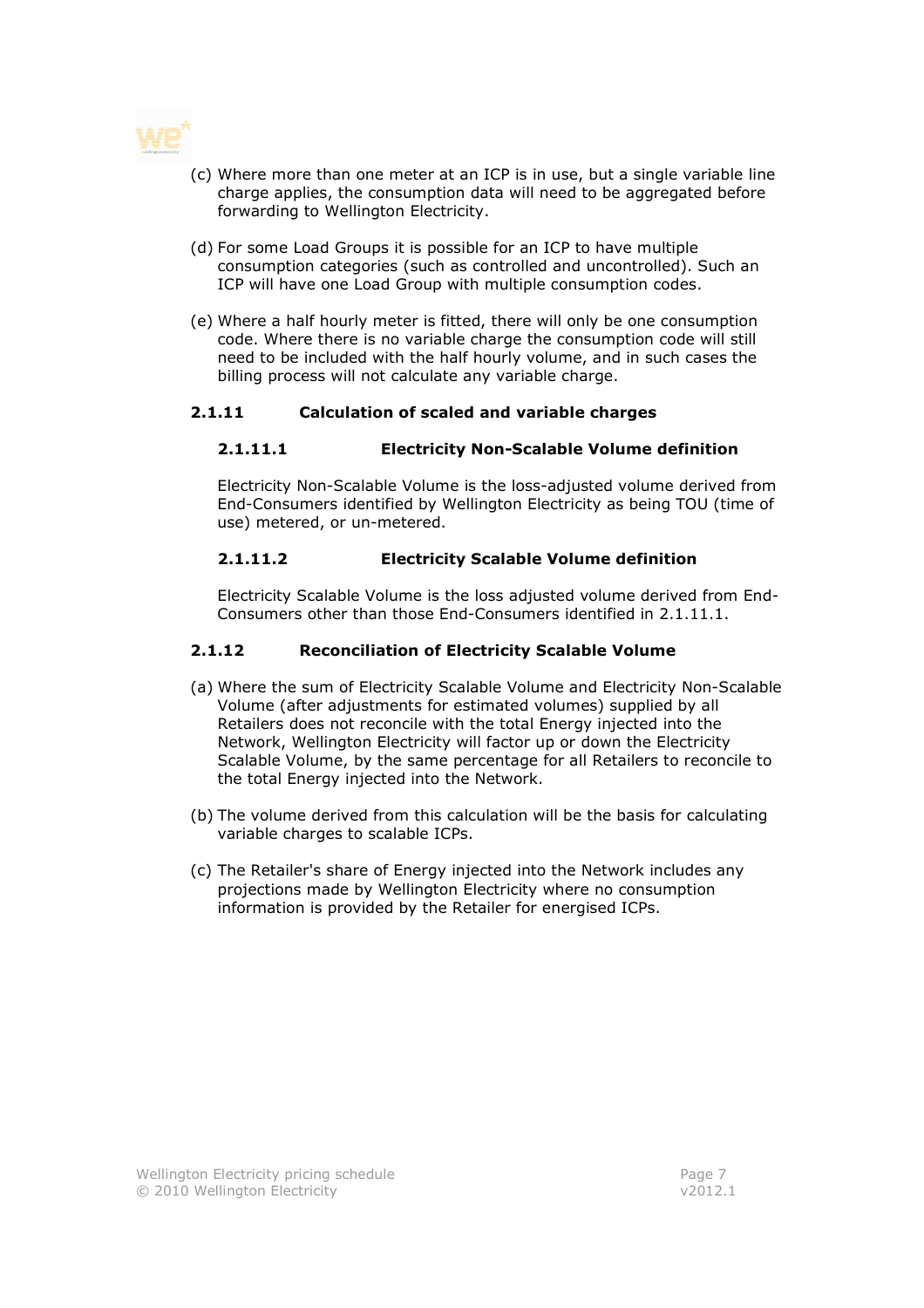(c) Where more than one meter at an ICP is in use, but a single variable line charge applies, the consumption data will need to be aggregated before forwarding to Wellington Electricity.

(d) For some Load Groups it is possible for an ICP to have multiple consumption categories (such as controlled and uncontrolled). Such an ICP will have one Load Group with multiple consumption codes.

(e) Where a half hourly meter is fitted, there will only be one consumption code. Where there is no variable charge the consumption code will still need to be included with the half hourly volume, and in such cases the billing process will not calculate any variable charge.

### 2.1.11 Calculation of scaled and variable charges

#### 2.1.11.1 Electricity Non-Scalable Volume definition

Electricity Non-Scalable Volume is the loss-adjusted volume derived from End-Consumers identified by Wellington Electricity as being TOU (time of use) metered, or un-metered.

#### 2.1.11.2 Electricity Scalable Volume definition

Electricity Scalable Volume is the loss adjusted volume derived from End-Consumers other than those End-Consumers identified in 2.1.11.1.

### 2.1.12 Reconciliation of Electricity Scalable Volume

(a) Where the sum of Electricity Scalable Volume and Electricity Non-Scalable Volume (after adjustments for estimated volumes) supplied by all Retailers does not reconcile with the total Energy injected into the Network, Wellington Electricity will factor up or down the Electricity Scalable Volume, by the same percentage for all Retailers to reconcile to the total Energy injected into the Network.

(b) The volume derived from this calculation will be the basis for calculating variable charges to scalable ICPs.

(c) The Retailer's share of Energy injected into the Network includes any projections made by Wellington Electricity where no consumption information is provided by the Retailer for energised ICPs.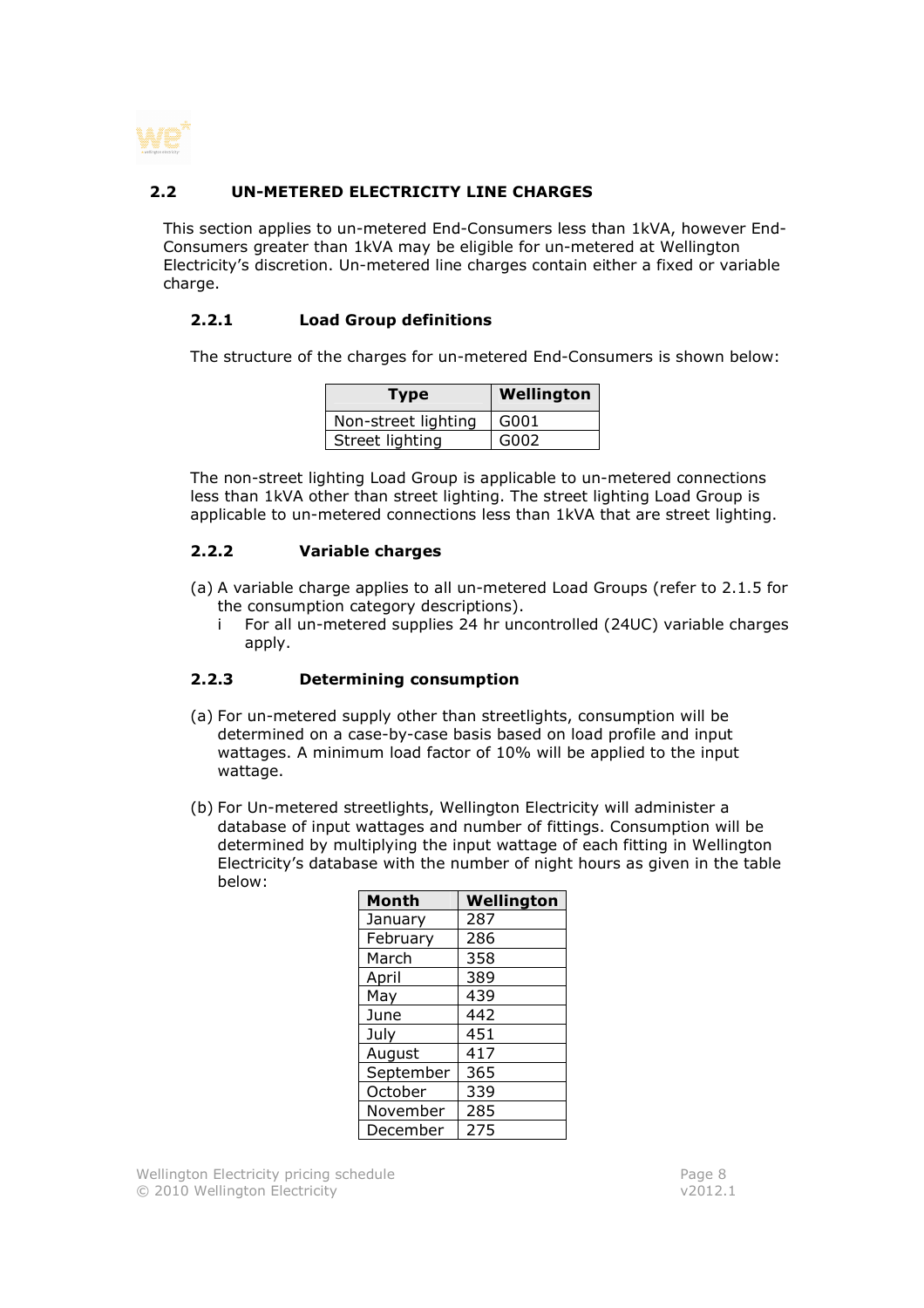## 2.2 UN-METERED ELECTRICITY LINE CHARGES

This section applies to un-metered End-Consumers less than 1kVA, however End-Consumers greater than 1kVA may be eligible for un-metered at Wellington Electricity's discretion. Un-metered line charges contain either a fixed or variable charge.

### 2.2.1 Load Group definitions

The structure of the charges for un-metered End-Consumers is shown below:

| Type | Wellington |
|---|---|
| Non-street lighting | G001 |
| Street lighting | G002 |

The non-street lighting Load Group is applicable to un-metered connections less than 1kVA other than street lighting. The street lighting Load Group is applicable to un-metered connections less than 1kVA that are street lighting.

### 2.2.2 Variable charges

(a) A variable charge applies to all un-metered Load Groups (refer to 2.1.5 for the consumption category descriptions).
  i For all un-metered supplies 24 hr uncontrolled (24UC) variable charges apply.

### 2.2.3 Determining consumption

(a) For un-metered supply other than streetlights, consumption will be determined on a case-by-case basis based on load profile and input wattages. A minimum load factor of 10% will be applied to the input wattage.

(b) For Un-metered streetlights, Wellington Electricity will administer a database of input wattages and number of fittings. Consumption will be determined by multiplying the input wattage of each fitting in Wellington Electricity's database with the number of night hours as given in the table below:

| Month | Wellington |
|---|---|
| January | 287 |
| February | 286 |
| March | 358 |
| April | 389 |
| May | 439 |
| June | 442 |
| July | 451 |
| August | 417 |
| September | 365 |
| October | 339 |
| November | 285 |
| December | 275 |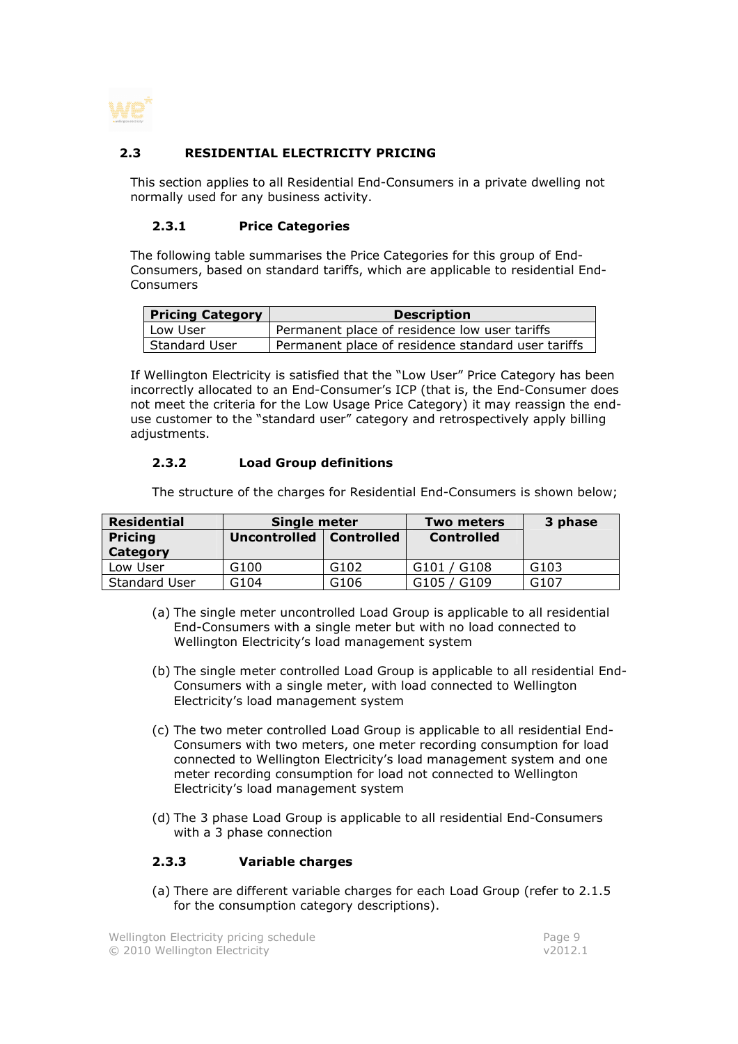## 2.3 RESIDENTIAL ELECTRICITY PRICING

This section applies to all Residential End-Consumers in a private dwelling not normally used for any business activity.

### 2.3.1 Price Categories

The following table summarises the Price Categories for this group of End-Consumers, based on standard tariffs, which are applicable to residential End-Consumers

| Pricing Category | Description |
|---|---|
| Low User | Permanent place of residence low user tariffs |
| Standard User | Permanent place of residence standard user tariffs |

If Wellington Electricity is satisfied that the "Low User" Price Category has been incorrectly allocated to an End-Consumer's ICP (that is, the End-Consumer does not meet the criteria for the Low Usage Price Category) it may reassign the end-use customer to the "standard user" category and retrospectively apply billing adjustments.

### 2.3.2 Load Group definitions

The structure of the charges for Residential End-Consumers is shown below;

| Residential | Single meter | | Two meters | 3 phase |
|---|---|---|---|---|
| Pricing Category | Uncontrolled | Controlled | Controlled | |
| Low User | G100 | G102 | G101 / G108 | G103 |
| Standard User | G104 | G106 | G105 / G109 | G107 |

(a) The single meter uncontrolled Load Group is applicable to all residential End-Consumers with a single meter but with no load connected to Wellington Electricity's load management system

(b) The single meter controlled Load Group is applicable to all residential End-Consumers with a single meter, with load connected to Wellington Electricity's load management system

(c) The two meter controlled Load Group is applicable to all residential End-Consumers with two meters, one meter recording consumption for load connected to Wellington Electricity's load management system and one meter recording consumption for load not connected to Wellington Electricity's load management system

(d) The 3 phase Load Group is applicable to all residential End-Consumers with a 3 phase connection

### 2.3.3 Variable charges

(a) There are different variable charges for each Load Group (refer to 2.1.5 for the consumption category descriptions).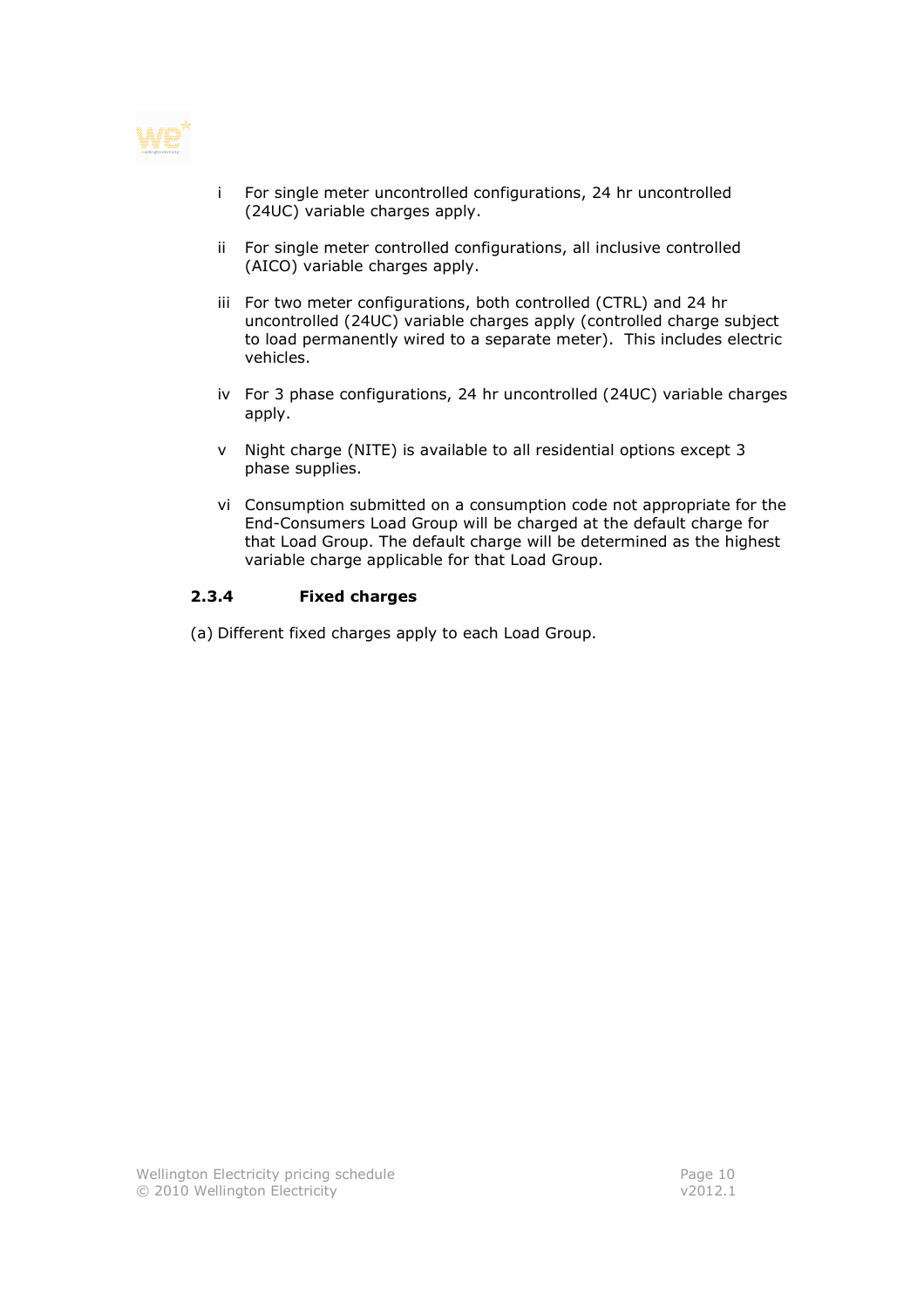i For single meter uncontrolled configurations, 24 hr uncontrolled (24UC) variable charges apply.

ii For single meter controlled configurations, all inclusive controlled (AICO) variable charges apply.

iii For two meter configurations, both controlled (CTRL) and 24 hr uncontrolled (24UC) variable charges apply (controlled charge subject to load permanently wired to a separate meter). This includes electric vehicles.

iv For 3 phase configurations, 24 hr uncontrolled (24UC) variable charges apply.

v Night charge (NITE) is available to all residential options except 3 phase supplies.

vi Consumption submitted on a consumption code not appropriate for the End-Consumers Load Group will be charged at the default charge for that Load Group. The default charge will be determined as the highest variable charge applicable for that Load Group.

### 2.3.4 Fixed charges

(a) Different fixed charges apply to each Load Group.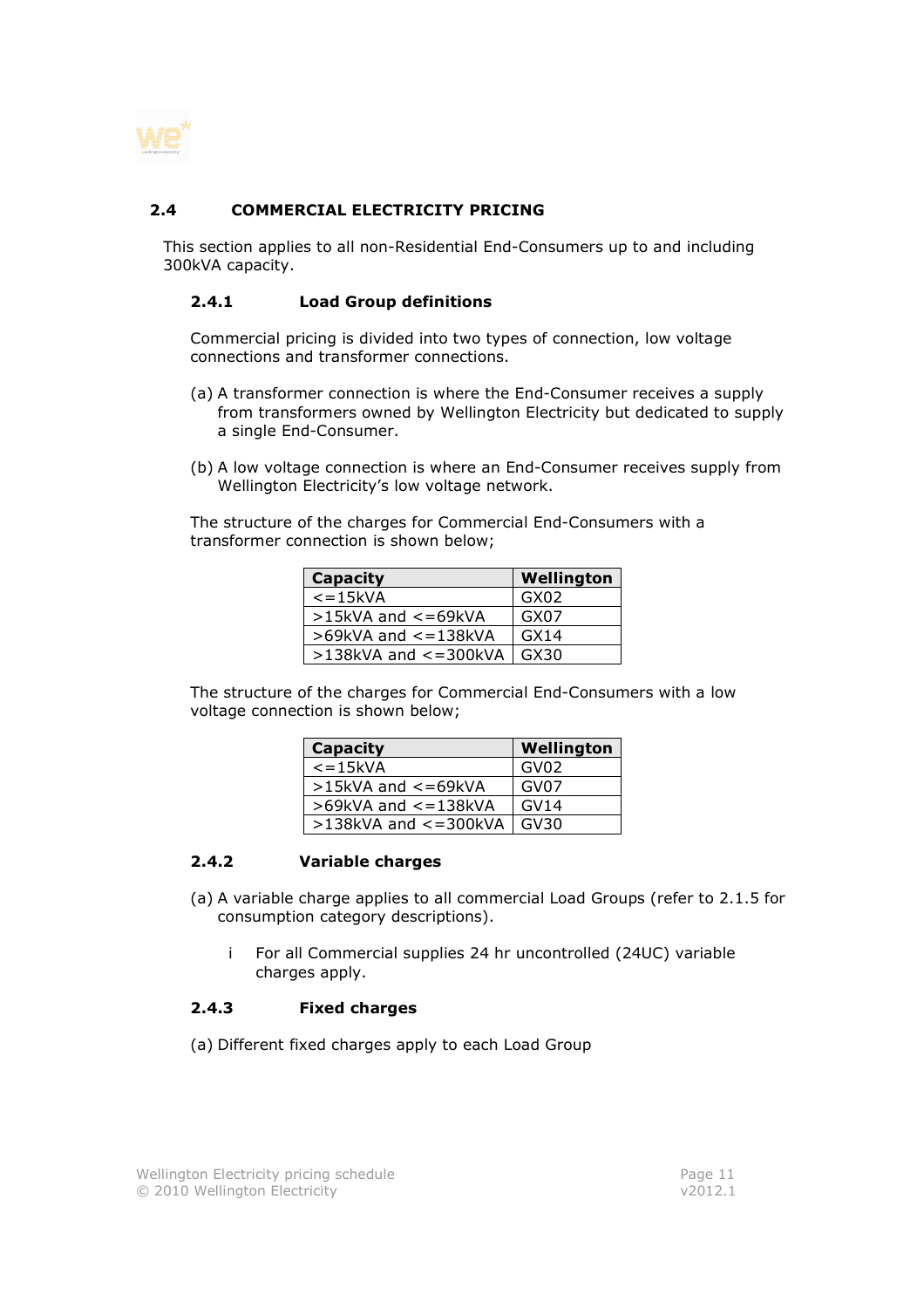## 2.4 COMMERCIAL ELECTRICITY PRICING

This section applies to all non-Residential End-Consumers up to and including 300kVA capacity.

### 2.4.1 Load Group definitions

Commercial pricing is divided into two types of connection, low voltage connections and transformer connections.

(a) A transformer connection is where the End-Consumer receives a supply from transformers owned by Wellington Electricity but dedicated to supply a single End-Consumer.

(b) A low voltage connection is where an End-Consumer receives supply from Wellington Electricity's low voltage network.

The structure of the charges for Commercial End-Consumers with a transformer connection is shown below;

| Capacity | Wellington |
|---|---|
| <=15kVA | GX02 |
| >15kVA and <=69kVA | GX07 |
| >69kVA and <=138kVA | GX14 |
| >138kVA and <=300kVA | GX30 |

The structure of the charges for Commercial End-Consumers with a low voltage connection is shown below;

| Capacity | Wellington |
|---|---|
| <=15kVA | GV02 |
| >15kVA and <=69kVA | GV07 |
| >69kVA and <=138kVA | GV14 |
| >138kVA and <=300kVA | GV30 |

### 2.4.2 Variable charges

(a) A variable charge applies to all commercial Load Groups (refer to 2.1.5 for consumption category descriptions).

i For all Commercial supplies 24 hr uncontrolled (24UC) variable charges apply.

### 2.4.3 Fixed charges

(a) Different fixed charges apply to each Load Group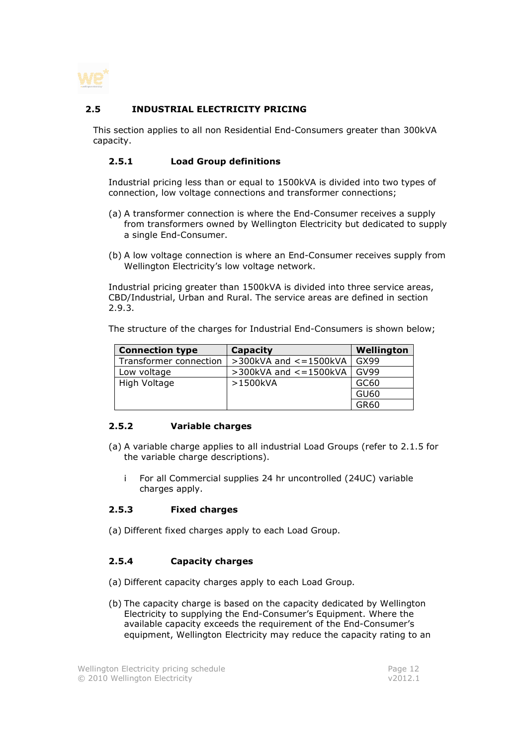## 2.5 INDUSTRIAL ELECTRICITY PRICING

This section applies to all non Residential End-Consumers greater than 300kVA capacity.

### 2.5.1 Load Group definitions

Industrial pricing less than or equal to 1500kVA is divided into two types of connection, low voltage connections and transformer connections;

(a) A transformer connection is where the End-Consumer receives a supply from transformers owned by Wellington Electricity but dedicated to supply a single End-Consumer.

(b) A low voltage connection is where an End-Consumer receives supply from Wellington Electricity's low voltage network.

Industrial pricing greater than 1500kVA is divided into three service areas, CBD/Industrial, Urban and Rural. The service areas are defined in section 2.9.3.

The structure of the charges for Industrial End-Consumers is shown below;

| Connection type | Capacity | Wellington |
|---|---|---|
| Transformer connection | >300kVA and <=1500kVA | GX99 |
| Low voltage | >300kVA and <=1500kVA | GV99 |
| High Voltage | >1500kVA | GC60 |
| | | GU60 |
| | | GR60 |

### 2.5.2 Variable charges

(a) A variable charge applies to all industrial Load Groups (refer to 2.1.5 for the variable charge descriptions).

   i For all Commercial supplies 24 hr uncontrolled (24UC) variable charges apply.

### 2.5.3 Fixed charges

(a) Different fixed charges apply to each Load Group.

### 2.5.4 Capacity charges

(a) Different capacity charges apply to each Load Group.

(b) The capacity charge is based on the capacity dedicated by Wellington Electricity to supplying the End-Consumer's Equipment. Where the available capacity exceeds the requirement of the End-Consumer's equipment, Wellington Electricity may reduce the capacity rating to an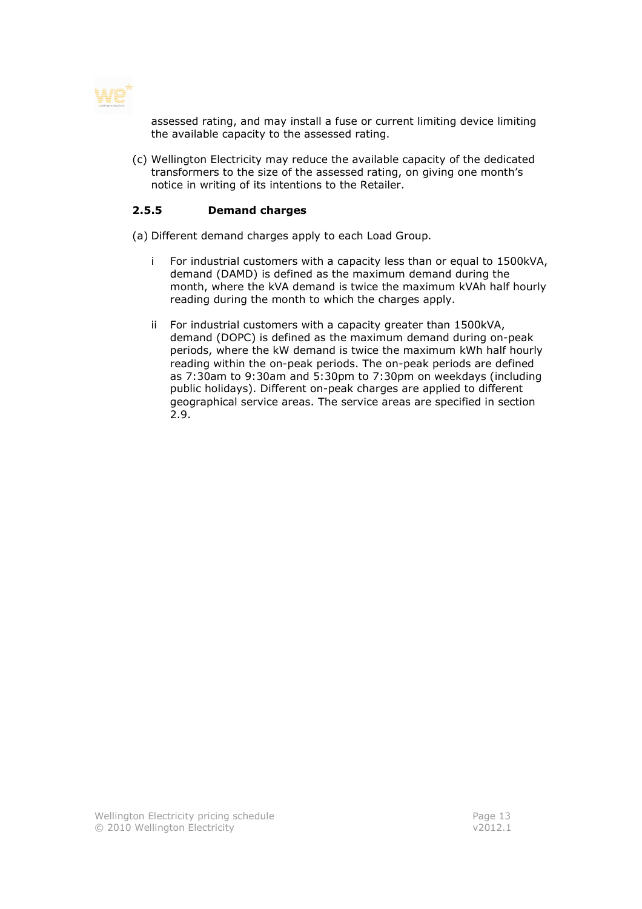assessed rating, and may install a fuse or current limiting device limiting the available capacity to the assessed rating.

(c) Wellington Electricity may reduce the available capacity of the dedicated transformers to the size of the assessed rating, on giving one month's notice in writing of its intentions to the Retailer.

### 2.5.5 Demand charges

(a) Different demand charges apply to each Load Group.

- i For industrial customers with a capacity less than or equal to 1500kVA, demand (DAMD) is defined as the maximum demand during the month, where the kVA demand is twice the maximum kVAh half hourly reading during the month to which the charges apply.

- ii For industrial customers with a capacity greater than 1500kVA, demand (DOPC) is defined as the maximum demand during on-peak periods, where the kW demand is twice the maximum kWh half hourly reading within the on-peak periods. The on-peak periods are defined as 7:30am to 9:30am and 5:30pm to 7:30pm on weekdays (including public holidays). Different on-peak charges are applied to different geographical service areas. The service areas are specified in section 2.9.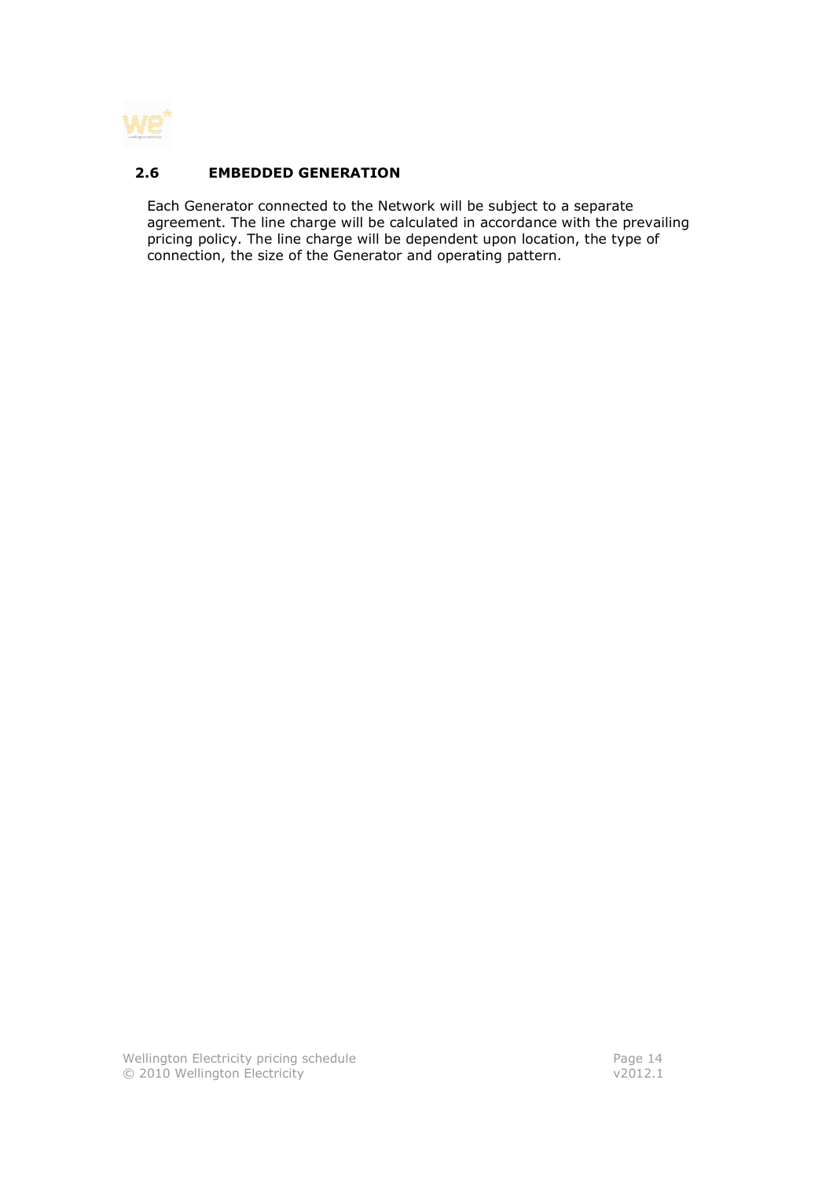## 2.6 EMBEDDED GENERATION

Each Generator connected to the Network will be subject to a separate agreement. The line charge will be calculated in accordance with the prevailing pricing policy. The line charge will be dependent upon location, the type of connection, the size of the Generator and operating pattern.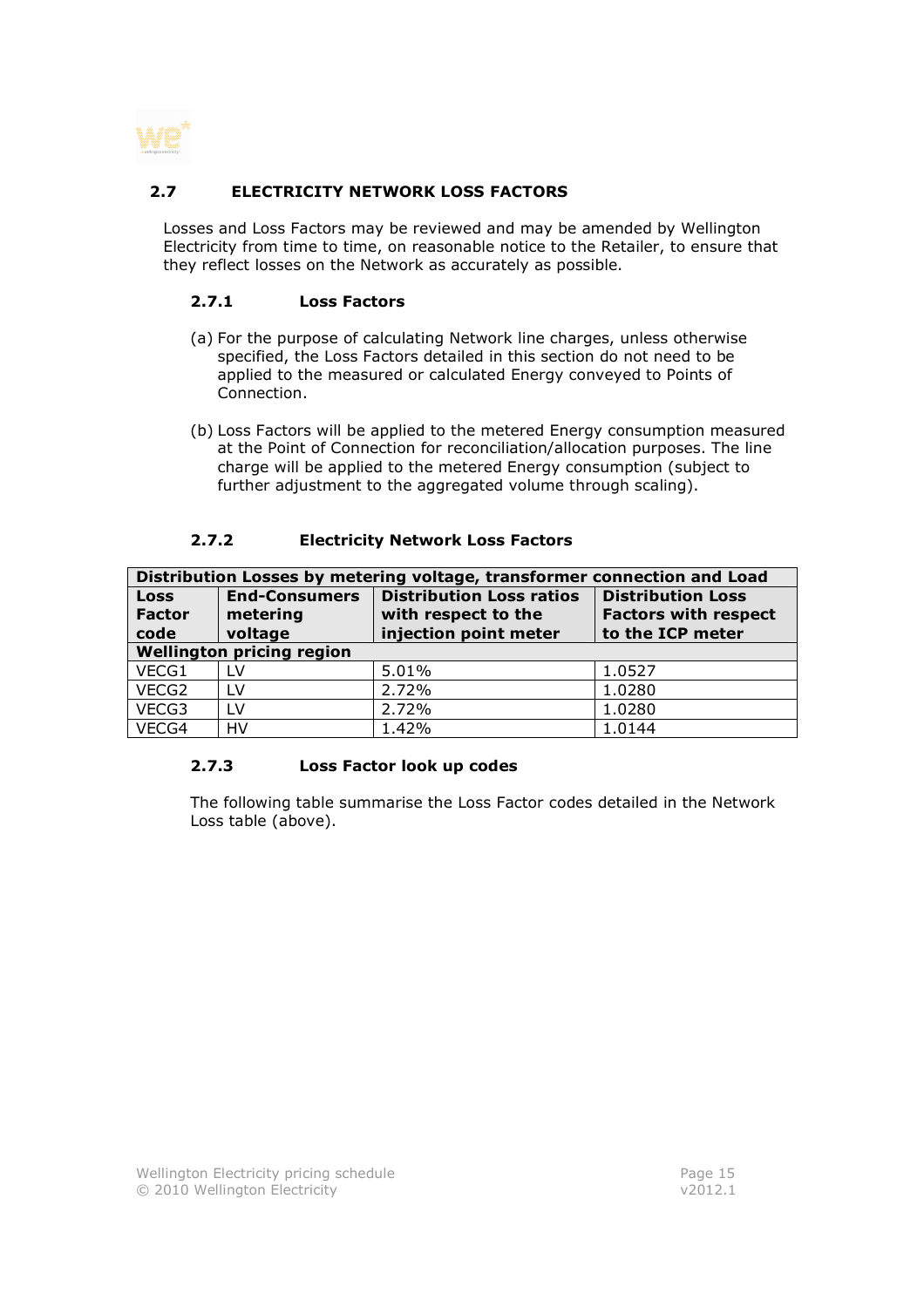## 2.7 ELECTRICITY NETWORK LOSS FACTORS

Losses and Loss Factors may be reviewed and may be amended by Wellington Electricity from time to time, on reasonable notice to the Retailer, to ensure that they reflect losses on the Network as accurately as possible.

### 2.7.1 Loss Factors

(a) For the purpose of calculating Network line charges, unless otherwise specified, the Loss Factors detailed in this section do not need to be applied to the measured or calculated Energy conveyed to Points of Connection.

(b) Loss Factors will be applied to the metered Energy consumption measured at the Point of Connection for reconciliation/allocation purposes. The line charge will be applied to the metered Energy consumption (subject to further adjustment to the aggregated volume through scaling).

### 2.7.2 Electricity Network Loss Factors

| Distribution Losses by metering voltage, transformer connection and Load | | | |
|---|---|---|---|
| **Loss Factor code** | **End-Consumers metering voltage** | **Distribution Loss ratios with respect to the injection point meter** | **Distribution Loss Factors with respect to the ICP meter** |
| **Wellington pricing region** | | | |
| VECG1 | LV | 5.01% | 1.0527 |
| VECG2 | LV | 2.72% | 1.0280 |
| VECG3 | LV | 2.72% | 1.0280 |
| VECG4 | HV | 1.42% | 1.0144 |

### 2.7.3 Loss Factor look up codes

The following table summarise the Loss Factor codes detailed in the Network Loss table (above).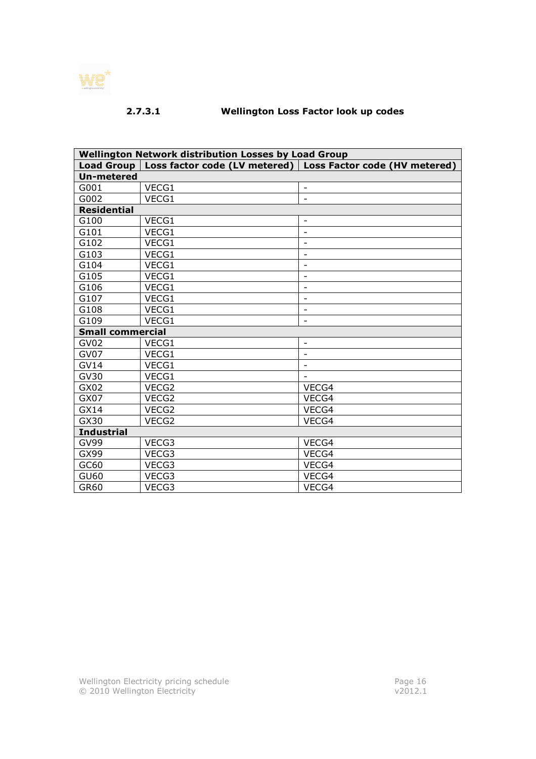#### 2.7.3.1 Wellington Loss Factor look up codes

| Wellington Network distribution Losses by Load Group | | |
|---|---|---|
| **Load Group** | **Loss factor code (LV metered)** | **Loss Factor code (HV metered)** |
| **Un-metered** | | |
| G001 | VECG1 | - |
| G002 | VECG1 | - |
| **Residential** | | |
| G100 | VECG1 | - |
| G101 | VECG1 | - |
| G102 | VECG1 | - |
| G103 | VECG1 | - |
| G104 | VECG1 | - |
| G105 | VECG1 | - |
| G106 | VECG1 | - |
| G107 | VECG1 | - |
| G108 | VECG1 | - |
| G109 | VECG1 | - |
| **Small commercial** | | |
| GV02 | VECG1 | - |
| GV07 | VECG1 | - |
| GV14 | VECG1 | - |
| GV30 | VECG1 | - |
| GX02 | VECG2 | VECG4 |
| GX07 | VECG2 | VECG4 |
| GX14 | VECG2 | VECG4 |
| GX30 | VECG2 | VECG4 |
| **Industrial** | | |
| GV99 | VECG3 | VECG4 |
| GX99 | VECG3 | VECG4 |
| GC60 | VECG3 | VECG4 |
| GU60 | VECG3 | VECG4 |
| GR60 | VECG3 | VECG4 |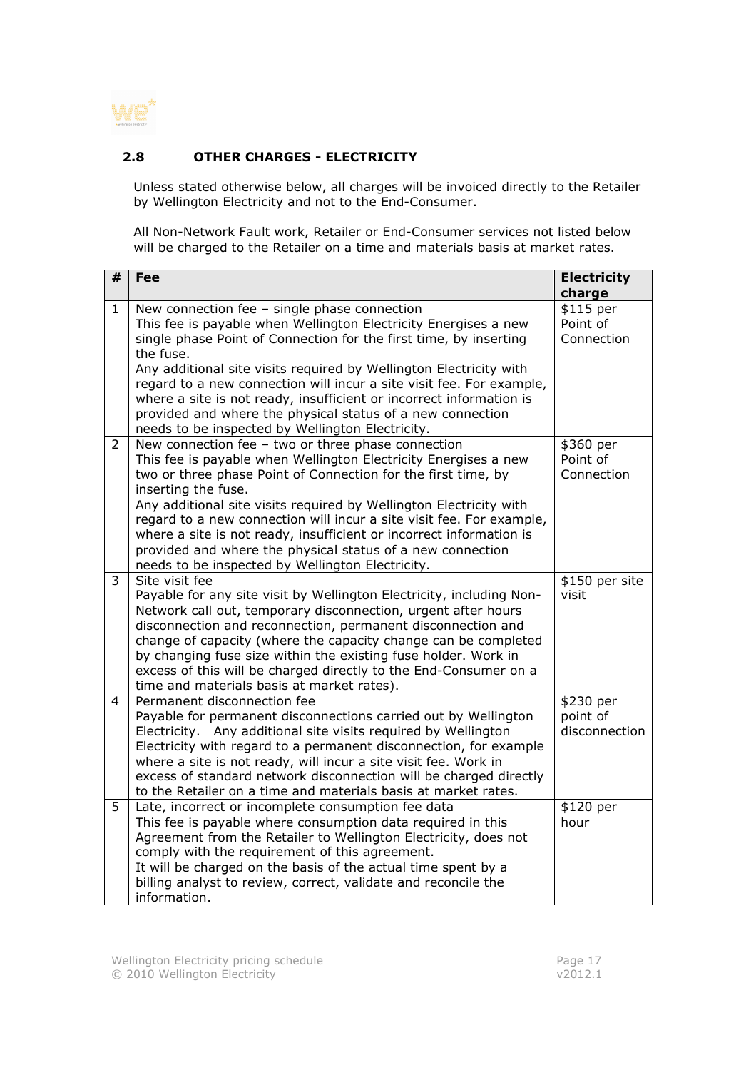## 2.8 OTHER CHARGES - ELECTRICITY

Unless stated otherwise below, all charges will be invoiced directly to the Retailer by Wellington Electricity and not to the End-Consumer.

All Non-Network Fault work, Retailer or End-Consumer services not listed below will be charged to the Retailer on a time and materials basis at market rates.

| # | Fee | Electricity charge |
|---|---|---|
| 1 | New connection fee – single phase connection<br>This fee is payable when Wellington Electricity Energises a new single phase Point of Connection for the first time, by inserting the fuse.<br>Any additional site visits required by Wellington Electricity with regard to a new connection will incur a site visit fee. For example, where a site is not ready, insufficient or incorrect information is provided and where the physical status of a new connection needs to be inspected by Wellington Electricity. | $115 per Point of Connection |
| 2 | New connection fee – two or three phase connection<br>This fee is payable when Wellington Electricity Energises a new two or three phase Point of Connection for the first time, by inserting the fuse.<br>Any additional site visits required by Wellington Electricity with regard to a new connection will incur a site visit fee. For example, where a site is not ready, insufficient or incorrect information is provided and where the physical status of a new connection needs to be inspected by Wellington Electricity. | $360 per Point of Connection |
| 3 | Site visit fee<br>Payable for any site visit by Wellington Electricity, including Non-Network call out, temporary disconnection, urgent after hours disconnection and reconnection, permanent disconnection and change of capacity (where the capacity change can be completed by changing fuse size within the existing fuse holder. Work in excess of this will be charged directly to the End-Consumer on a time and materials basis at market rates). | $150 per site visit |
| 4 | Permanent disconnection fee<br>Payable for permanent disconnections carried out by Wellington Electricity. Any additional site visits required by Wellington Electricity with regard to a permanent disconnection, for example where a site is not ready, will incur a site visit fee. Work in excess of standard network disconnection will be charged directly to the Retailer on a time and materials basis at market rates. | $230 per point of disconnection |
| 5 | Late, incorrect or incomplete consumption fee data<br>This fee is payable where consumption data required in this Agreement from the Retailer to Wellington Electricity, does not comply with the requirement of this agreement.<br>It will be charged on the basis of the actual time spent by a billing analyst to review, correct, validate and reconcile the information. | $120 per hour |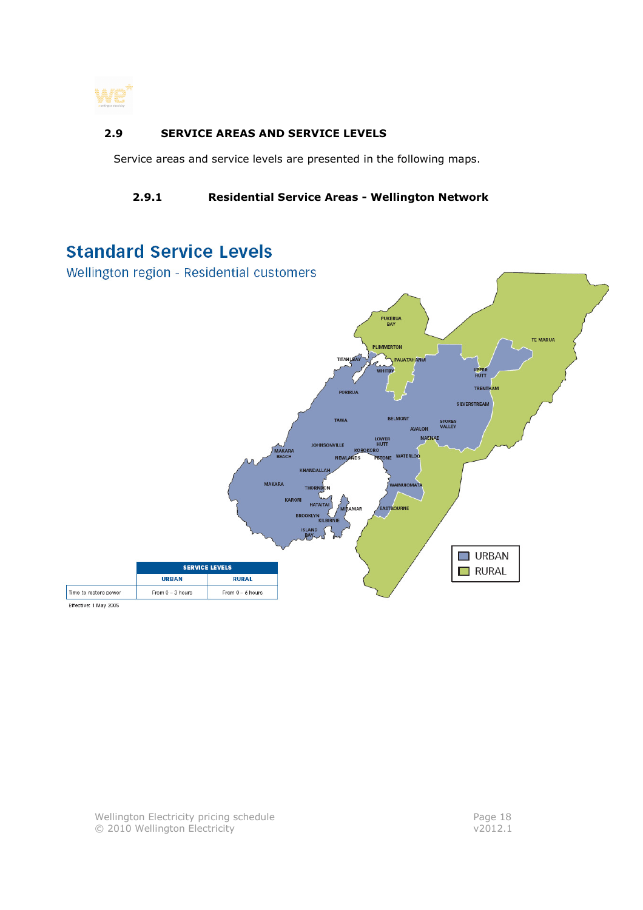## 2.9 SERVICE AREAS AND SERVICE LEVELS

Service areas and service levels are presented in the following maps.

### 2.9.1 Residential Service Areas - Wellington Network

**Standard Service Levels**

Wellington region - Residential customers

PUKERUA BAY
PLIMMERTON
TITAHI BAY
PAUATAHANUI
WHITBY
PORIRUA
TE MARUA
UPPER HUTT
TRENTHAM
SILVERSTREAM
TAWA
BELMONT
AVALON
STOKES VALLEY
NAENAE
LOWER HUTT
JOHNSONVILLE
KOROKORO
MAKARA BEACH
NEWLANDS
PETONE
WATERLOO
KHANDALLAH
MAKARA
THORNDON
WAINUIOMATA
KARORI
HATAITAI
MIRAMAR
EASTBOURNE
BROOKLYN
KILBIRNIE
ISLAND BAY

URBAN
RURAL

| | SERVICE LEVELS | |
|---|---|---|
| | URBAN | RURAL |
| Time to restore power | From 0 – 3 hours | From 0 – 6 hours |

Effective: 1 May 2005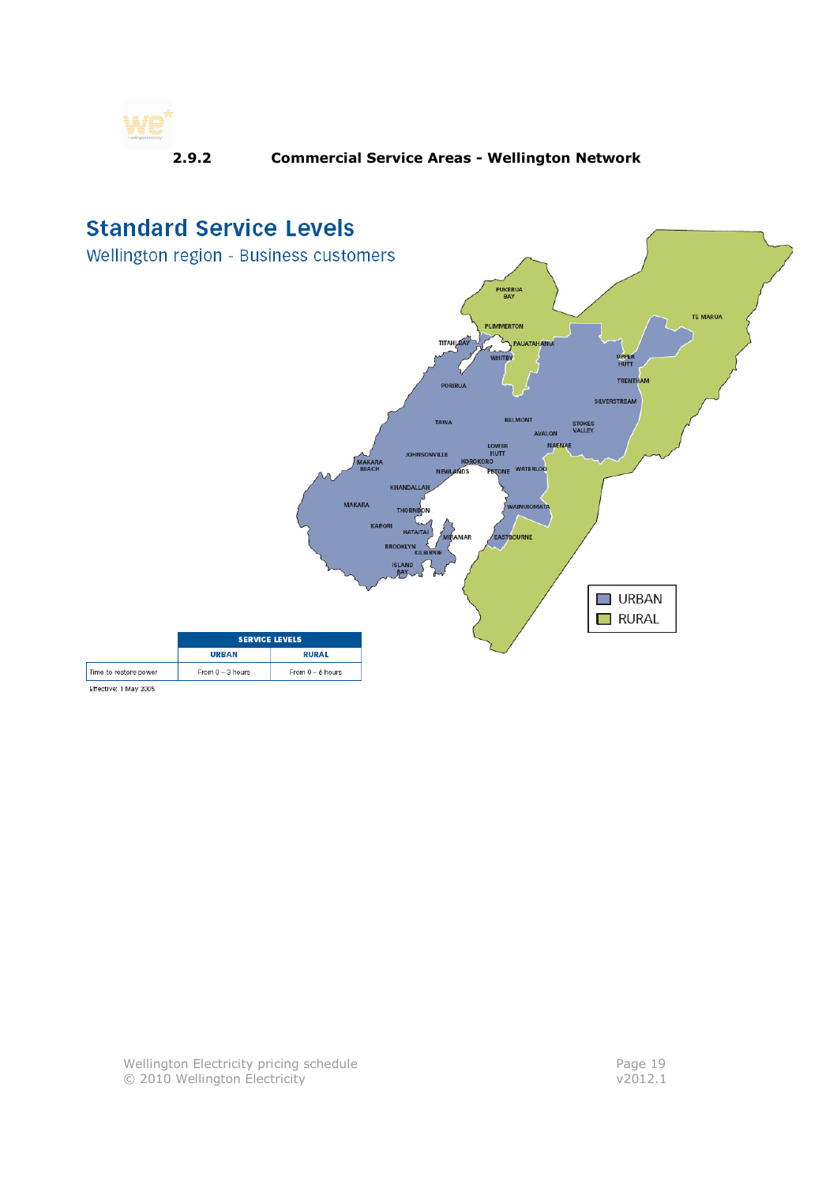### 2.9.2 Commercial Service Areas - Wellington Network

## Standard Service Levels

Wellington region - Business customers

PUKERUA BAY
PLIMMERTON
TITAHI BAY
PAUATAHANUI
WHITBY
PORIRUA
TE MARUA
UPPER HUTT
TRENTHAM
SILVERSTREAM
TAWA
BELMONT
STOKES VALLEY
AVALON
LOWER HUTT
NAENAE
JOHNSONVILLE
KOROKORO
MAKARA BEACH
NEWLANDS
PETONE
WATERLOO
KHANDALLAH
MAKARA
THORNDON
WAINUIOMATA
KARORI
HATAITAI
MIRAMAR
EASTBOURNE
BROOKLYN
KILBIRNIE
ISLAND BAY

URBAN
RURAL

| | SERVICE LEVELS | |
|---|---|---|
| | URBAN | RURAL |
| Time to restore power | From 0 – 3 hours | From 0 – 6 hours |

Effective: 1 May 2005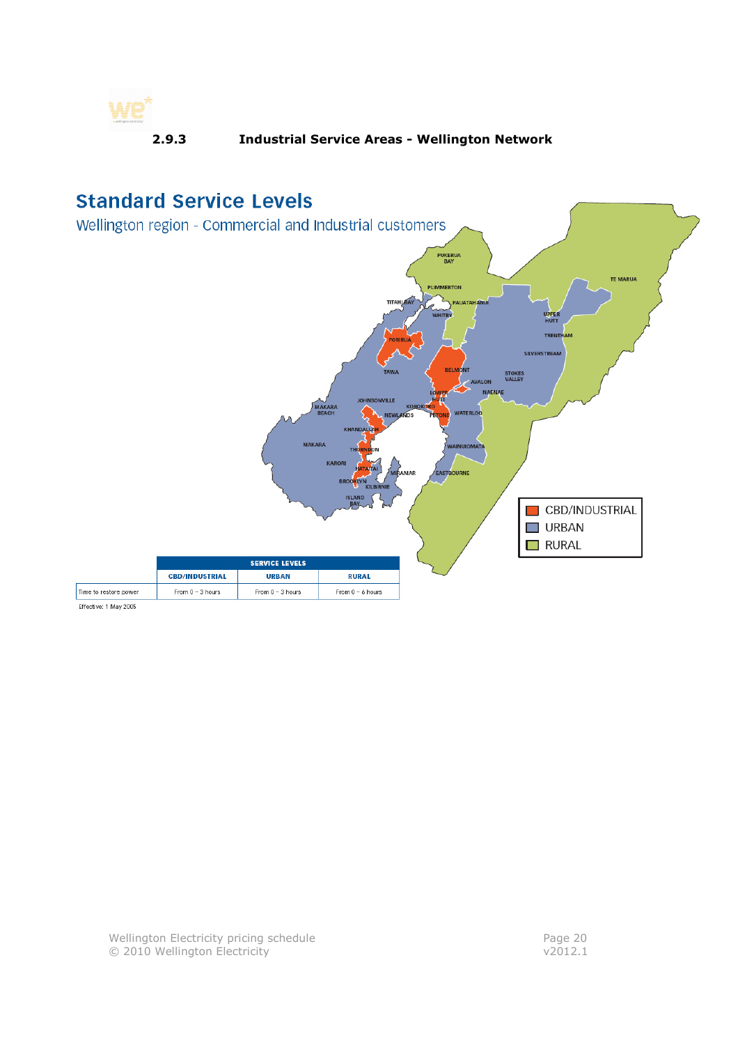## 2.9.3 Industrial Service Areas - Wellington Network

# Standard Service Levels

Wellington region - Commercial and Industrial customers

PUKERUA BAY
PLIMMERTON
TITAHI BAY
PAUATAHANUI
WHITBY
PORIRUA
TAWA
BELMONT
AVALON
STOKES VALLEY
SILVERSTREAM
TRENTHAM
UPPER HUTT
TE MARUA
NAENAE
LOWER HUTT
KOROKORO
PETONE
WATERLOO
JOHNSONVILLE
MAKARA BEACH
NEWLANDS
KHANDALLAH
MAKARA
THORNDON
KARORI
HATAITAI
MIRAMAR
BROOKLYN
KILBIRNIE
ISLAND BAY
WAINUIOMATA
EASTBOURNE

CBD/INDUSTRIAL
URBAN
RURAL

| | SERVICE LEVELS | | |
|---|---|---|---|
| | CBD/INDUSTRIAL | URBAN | RURAL |
| Time to restore power | From 0 – 3 hours | From 0 – 3 hours | From 0 – 6 hours |

Effective: 1 May 2005